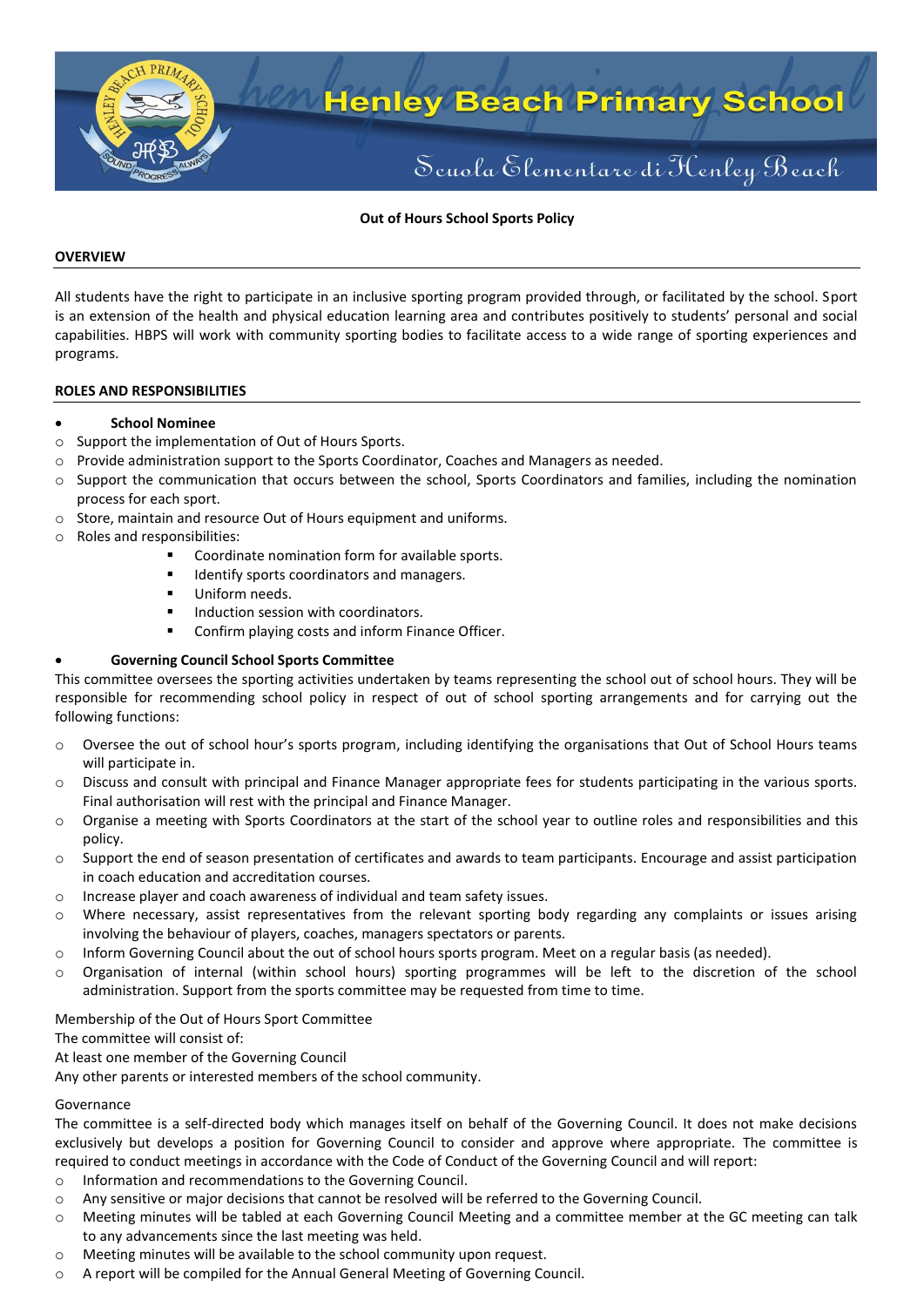# Henley Beach Primary School

Scuola Elementare di Henley Beach

**Out of Hours School Sports Policy**

## OVERVIEW

All students have the right to participate in an inclusive sporting program provided through, or facilitated by the school. Sport is an extension of the health and physical education learning area and contributes positively to students' personal and social capabilities. HBPS will work with community sporting bodies to facilitate access to a wide range of sporting experiences and programs.

## ROLES AND RESPONSIBILITIES

- **School Nominee**
  - Support the implementation of Out of Hours Sports.
  - Provide administration support to the Sports Coordinator, Coaches and Managers as needed.
  - Support the communication that occurs between the school, Sports Coordinators and families, including the nomination process for each sport.
  - Store, maintain and resource Out of Hours equipment and uniforms.
  - Roles and responsibilities:
    - Coordinate nomination form for available sports.
    - Identify sports coordinators and managers.
    - Uniform needs.
    - Induction session with coordinators.
    - Confirm playing costs and inform Finance Officer.

- **Governing Council School Sports Committee**

This committee oversees the sporting activities undertaken by teams representing the school out of school hours. They will be responsible for recommending school policy in respect of out of school sporting arrangements and for carrying out the following functions:

- Oversee the out of school hour's sports program, including identifying the organisations that Out of School Hours teams will participate in.
- Discuss and consult with principal and Finance Manager appropriate fees for students participating in the various sports. Final authorisation will rest with the principal and Finance Manager.
- Organise a meeting with Sports Coordinators at the start of the school year to outline roles and responsibilities and this policy.
- Support the end of season presentation of certificates and awards to team participants. Encourage and assist participation in coach education and accreditation courses.
- Increase player and coach awareness of individual and team safety issues.
- Where necessary, assist representatives from the relevant sporting body regarding any complaints or issues arising involving the behaviour of players, coaches, managers spectators or parents.
- Inform Governing Council about the out of school hours sports program. Meet on a regular basis (as needed).
- Organisation of internal (within school hours) sporting programmes will be left to the discretion of the school administration. Support from the sports committee may be requested from time to time.

Membership of the Out of Hours Sport Committee

The committee will consist of:

At least one member of the Governing Council

Any other parents or interested members of the school community.

Governance

The committee is a self-directed body which manages itself on behalf of the Governing Council. It does not make decisions exclusively but develops a position for Governing Council to consider and approve where appropriate. The committee is required to conduct meetings in accordance with the Code of Conduct of the Governing Council and will report:

- Information and recommendations to the Governing Council.
- Any sensitive or major decisions that cannot be resolved will be referred to the Governing Council.
- Meeting minutes will be tabled at each Governing Council Meeting and a committee member at the GC meeting can talk to any advancements since the last meeting was held.
- Meeting minutes will be available to the school community upon request.
- A report will be compiled for the Annual General Meeting of Governing Council.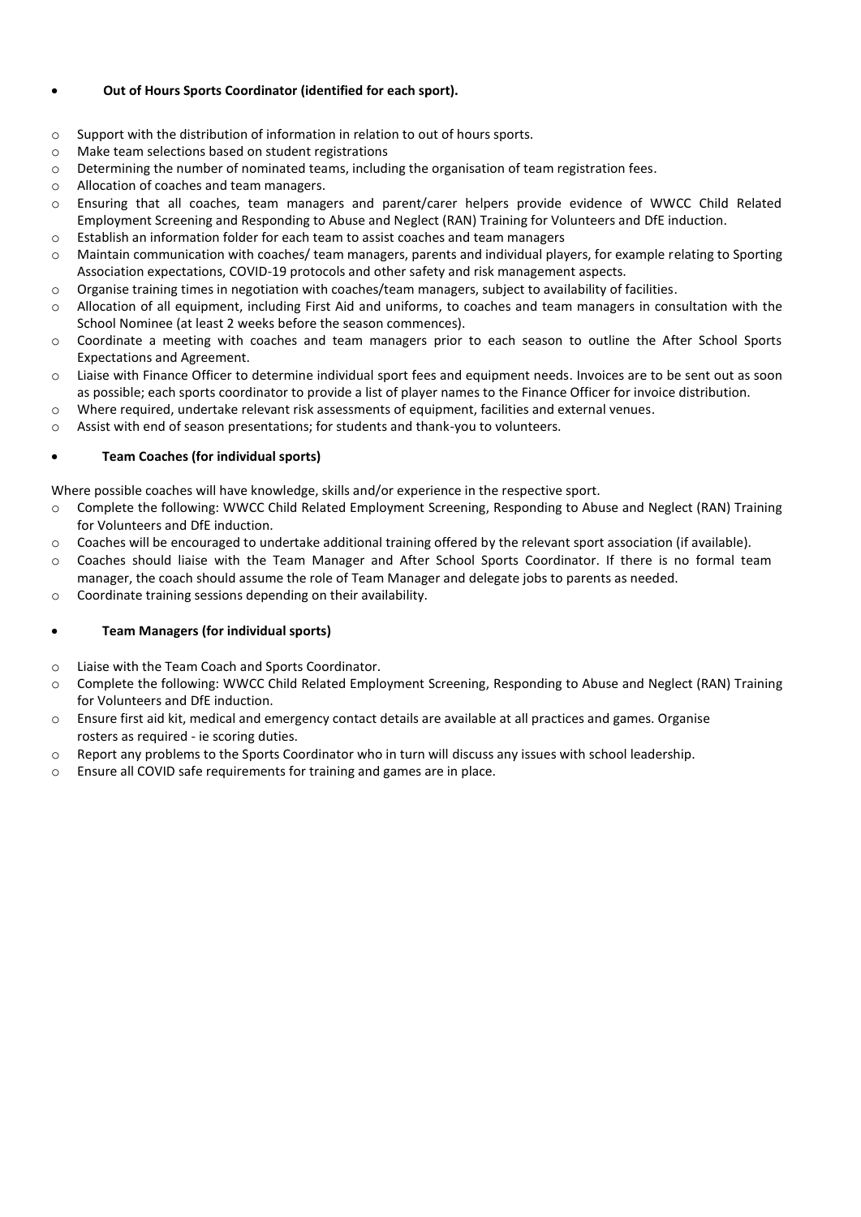- **Out of Hours Sports Coordinator (identified for each sport).**

  - Support with the distribution of information in relation to out of hours sports.
  - Make team selections based on student registrations
  - Determining the number of nominated teams, including the organisation of team registration fees.
  - Allocation of coaches and team managers.
  - Ensuring that all coaches, team managers and parent/carer helpers provide evidence of WWCC Child Related Employment Screening and Responding to Abuse and Neglect (RAN) Training for Volunteers and DfE induction.
  - Establish an information folder for each team to assist coaches and team managers
  - Maintain communication with coaches/ team managers, parents and individual players, for example relating to Sporting Association expectations, COVID-19 protocols and other safety and risk management aspects.
  - Organise training times in negotiation with coaches/team managers, subject to availability of facilities.
  - Allocation of all equipment, including First Aid and uniforms, to coaches and team managers in consultation with the School Nominee (at least 2 weeks before the season commences).
  - Coordinate a meeting with coaches and team managers prior to each season to outline the After School Sports Expectations and Agreement.
  - Liaise with Finance Officer to determine individual sport fees and equipment needs. Invoices are to be sent out as soon as possible; each sports coordinator to provide a list of player names to the Finance Officer for invoice distribution.
  - Where required, undertake relevant risk assessments of equipment, facilities and external venues.
  - Assist with end of season presentations; for students and thank-you to volunteers.

- **Team Coaches (for individual sports)**

  Where possible coaches will have knowledge, skills and/or experience in the respective sport.

  - Complete the following: WWCC Child Related Employment Screening, Responding to Abuse and Neglect (RAN) Training for Volunteers and DfE induction.
  - Coaches will be encouraged to undertake additional training offered by the relevant sport association (if available).
  - Coaches should liaise with the Team Manager and After School Sports Coordinator. If there is no formal team manager, the coach should assume the role of Team Manager and delegate jobs to parents as needed.
  - Coordinate training sessions depending on their availability.

- **Team Managers (for individual sports)**

  - Liaise with the Team Coach and Sports Coordinator.
  - Complete the following: WWCC Child Related Employment Screening, Responding to Abuse and Neglect (RAN) Training for Volunteers and DfE induction.
  - Ensure first aid kit, medical and emergency contact details are available at all practices and games. Organise rosters as required - ie scoring duties.
  - Report any problems to the Sports Coordinator who in turn will discuss any issues with school leadership.
  - Ensure all COVID safe requirements for training and games are in place.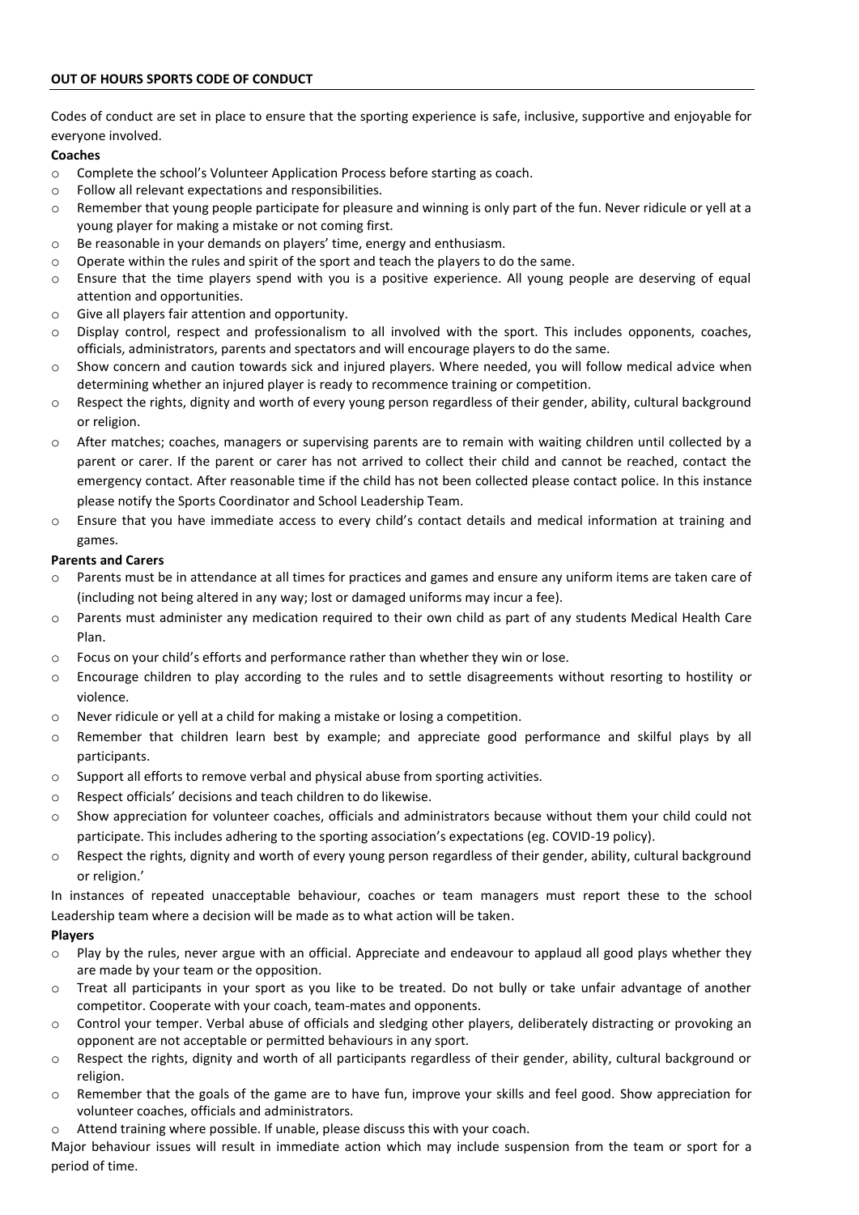**OUT OF HOURS SPORTS CODE OF CONDUCT**

Codes of conduct are set in place to ensure that the sporting experience is safe, inclusive, supportive and enjoyable for everyone involved.

**Coaches**

- Complete the school's Volunteer Application Process before starting as coach.
- Follow all relevant expectations and responsibilities.
- Remember that young people participate for pleasure and winning is only part of the fun. Never ridicule or yell at a young player for making a mistake or not coming first.
- Be reasonable in your demands on players' time, energy and enthusiasm.
- Operate within the rules and spirit of the sport and teach the players to do the same.
- Ensure that the time players spend with you is a positive experience. All young people are deserving of equal attention and opportunities.
- Give all players fair attention and opportunity.
- Display control, respect and professionalism to all involved with the sport. This includes opponents, coaches, officials, administrators, parents and spectators and will encourage players to do the same.
- Show concern and caution towards sick and injured players. Where needed, you will follow medical advice when determining whether an injured player is ready to recommence training or competition.
- Respect the rights, dignity and worth of every young person regardless of their gender, ability, cultural background or religion.
- After matches; coaches, managers or supervising parents are to remain with waiting children until collected by a parent or carer. If the parent or carer has not arrived to collect their child and cannot be reached, contact the emergency contact. After reasonable time if the child has not been collected please contact police. In this instance please notify the Sports Coordinator and School Leadership Team.
- Ensure that you have immediate access to every child's contact details and medical information at training and games.

**Parents and Carers**

- Parents must be in attendance at all times for practices and games and ensure any uniform items are taken care of (including not being altered in any way; lost or damaged uniforms may incur a fee).
- Parents must administer any medication required to their own child as part of any students Medical Health Care Plan.
- Focus on your child's efforts and performance rather than whether they win or lose.
- Encourage children to play according to the rules and to settle disagreements without resorting to hostility or violence.
- Never ridicule or yell at a child for making a mistake or losing a competition.
- Remember that children learn best by example; and appreciate good performance and skilful plays by all participants.
- Support all efforts to remove verbal and physical abuse from sporting activities.
- Respect officials' decisions and teach children to do likewise.
- Show appreciation for volunteer coaches, officials and administrators because without them your child could not participate. This includes adhering to the sporting association's expectations (eg. COVID-19 policy).
- Respect the rights, dignity and worth of every young person regardless of their gender, ability, cultural background or religion.'

In instances of repeated unacceptable behaviour, coaches or team managers must report these to the school Leadership team where a decision will be made as to what action will be taken.

**Players**

- Play by the rules, never argue with an official. Appreciate and endeavour to applaud all good plays whether they are made by your team or the opposition.
- Treat all participants in your sport as you like to be treated. Do not bully or take unfair advantage of another competitor. Cooperate with your coach, team-mates and opponents.
- Control your temper. Verbal abuse of officials and sledging other players, deliberately distracting or provoking an opponent are not acceptable or permitted behaviours in any sport.
- Respect the rights, dignity and worth of all participants regardless of their gender, ability, cultural background or religion.
- Remember that the goals of the game are to have fun, improve your skills and feel good. Show appreciation for volunteer coaches, officials and administrators.
- Attend training where possible. If unable, please discuss this with your coach.

Major behaviour issues will result in immediate action which may include suspension from the team or sport for a period of time.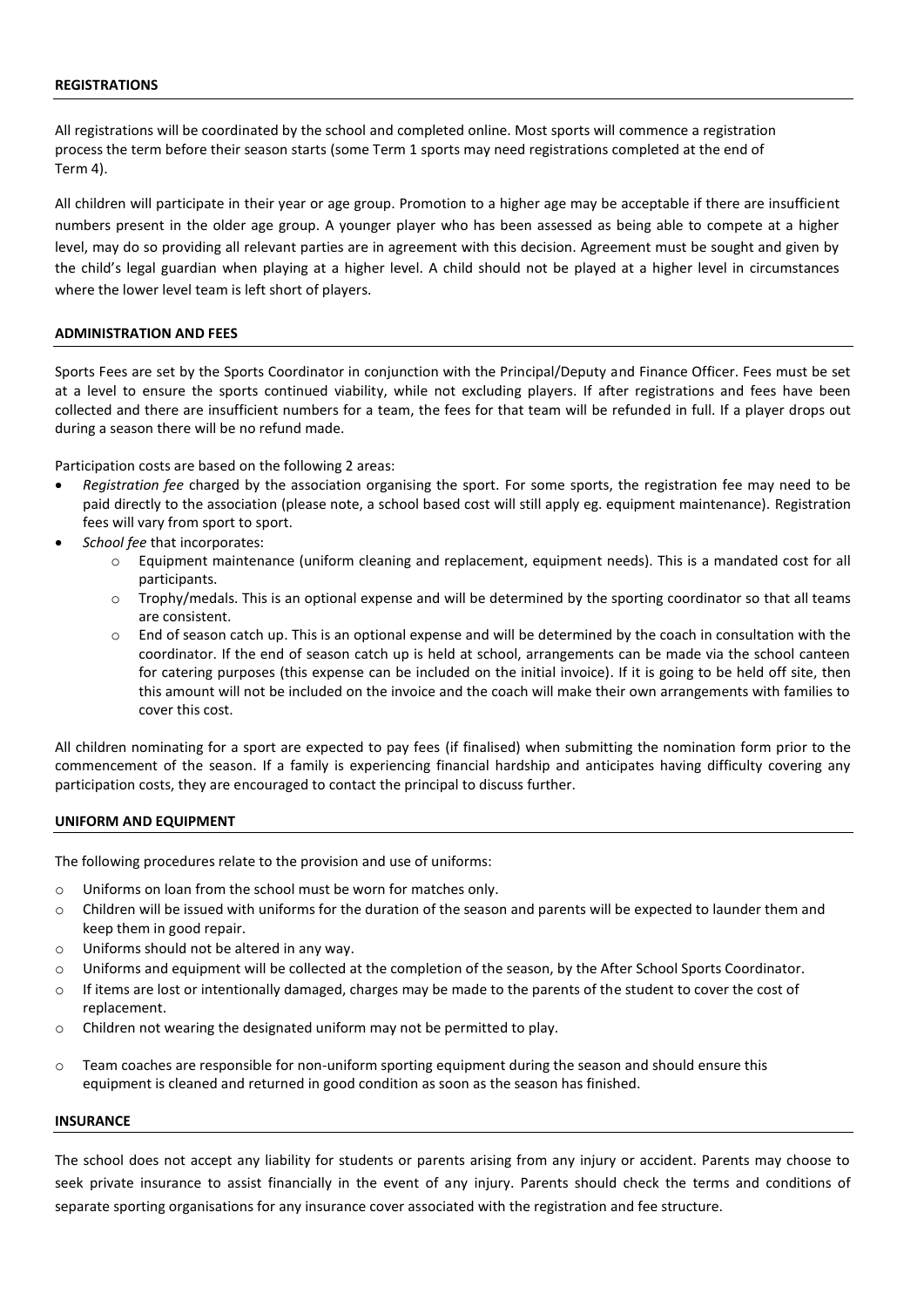## REGISTRATIONS

All registrations will be coordinated by the school and completed online. Most sports will commence a registration process the term before their season starts (some Term 1 sports may need registrations completed at the end of Term 4).

All children will participate in their year or age group. Promotion to a higher age may be acceptable if there are insufficient numbers present in the older age group. A younger player who has been assessed as being able to compete at a higher level, may do so providing all relevant parties are in agreement with this decision. Agreement must be sought and given by the child's legal guardian when playing at a higher level. A child should not be played at a higher level in circumstances where the lower level team is left short of players.

## ADMINISTRATION AND FEES

Sports Fees are set by the Sports Coordinator in conjunction with the Principal/Deputy and Finance Officer. Fees must be set at a level to ensure the sports continued viability, while not excluding players. If after registrations and fees have been collected and there are insufficient numbers for a team, the fees for that team will be refunded in full. If a player drops out during a season there will be no refund made.

Participation costs are based on the following 2 areas:

- *Registration fee* charged by the association organising the sport. For some sports, the registration fee may need to be paid directly to the association (please note, a school based cost will still apply eg. equipment maintenance). Registration fees will vary from sport to sport.
- *School fee* that incorporates:
  - Equipment maintenance (uniform cleaning and replacement, equipment needs). This is a mandated cost for all participants.
  - Trophy/medals. This is an optional expense and will be determined by the sporting coordinator so that all teams are consistent.
  - End of season catch up. This is an optional expense and will be determined by the coach in consultation with the coordinator. If the end of season catch up is held at school, arrangements can be made via the school canteen for catering purposes (this expense can be included on the initial invoice). If it is going to be held off site, then this amount will not be included on the invoice and the coach will make their own arrangements with families to cover this cost.

All children nominating for a sport are expected to pay fees (if finalised) when submitting the nomination form prior to the commencement of the season. If a family is experiencing financial hardship and anticipates having difficulty covering any participation costs, they are encouraged to contact the principal to discuss further.

## UNIFORM AND EQUIPMENT

The following procedures relate to the provision and use of uniforms:

- Uniforms on loan from the school must be worn for matches only.
- Children will be issued with uniforms for the duration of the season and parents will be expected to launder them and keep them in good repair.
- Uniforms should not be altered in any way.
- Uniforms and equipment will be collected at the completion of the season, by the After School Sports Coordinator.
- If items are lost or intentionally damaged, charges may be made to the parents of the student to cover the cost of replacement.
- Children not wearing the designated uniform may not be permitted to play.
- Team coaches are responsible for non-uniform sporting equipment during the season and should ensure this equipment is cleaned and returned in good condition as soon as the season has finished.

## INSURANCE

The school does not accept any liability for students or parents arising from any injury or accident. Parents may choose to seek private insurance to assist financially in the event of any injury. Parents should check the terms and conditions of separate sporting organisations for any insurance cover associated with the registration and fee structure.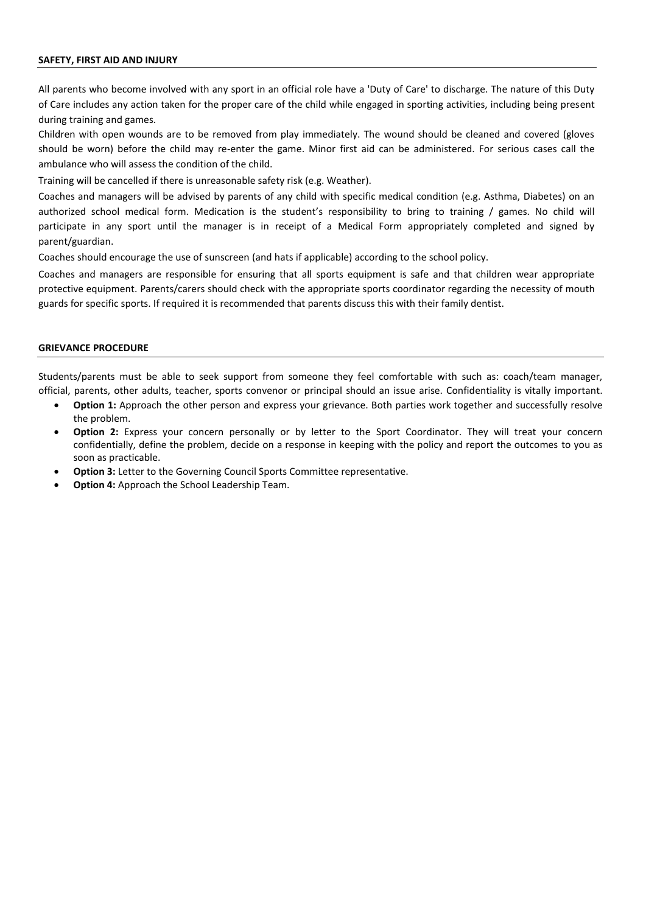## SAFETY, FIRST AID AND INJURY

All parents who become involved with any sport in an official role have a 'Duty of Care' to discharge. The nature of this Duty of Care includes any action taken for the proper care of the child while engaged in sporting activities, including being present during training and games.

Children with open wounds are to be removed from play immediately. The wound should be cleaned and covered (gloves should be worn) before the child may re-enter the game. Minor first aid can be administered. For serious cases call the ambulance who will assess the condition of the child.

Training will be cancelled if there is unreasonable safety risk (e.g. Weather).

Coaches and managers will be advised by parents of any child with specific medical condition (e.g. Asthma, Diabetes) on an authorized school medical form. Medication is the student's responsibility to bring to training / games. No child will participate in any sport until the manager is in receipt of a Medical Form appropriately completed and signed by parent/guardian.

Coaches should encourage the use of sunscreen (and hats if applicable) according to the school policy.

Coaches and managers are responsible for ensuring that all sports equipment is safe and that children wear appropriate protective equipment. Parents/carers should check with the appropriate sports coordinator regarding the necessity of mouth guards for specific sports. If required it is recommended that parents discuss this with their family dentist.

## GRIEVANCE PROCEDURE

Students/parents must be able to seek support from someone they feel comfortable with such as: coach/team manager, official, parents, other adults, teacher, sports convenor or principal should an issue arise. Confidentiality is vitally important.

- **Option 1:** Approach the other person and express your grievance. Both parties work together and successfully resolve the problem.
- **Option 2:** Express your concern personally or by letter to the Sport Coordinator. They will treat your concern confidentially, define the problem, decide on a response in keeping with the policy and report the outcomes to you as soon as practicable.
- **Option 3:** Letter to the Governing Council Sports Committee representative.
- **Option 4:** Approach the School Leadership Team.